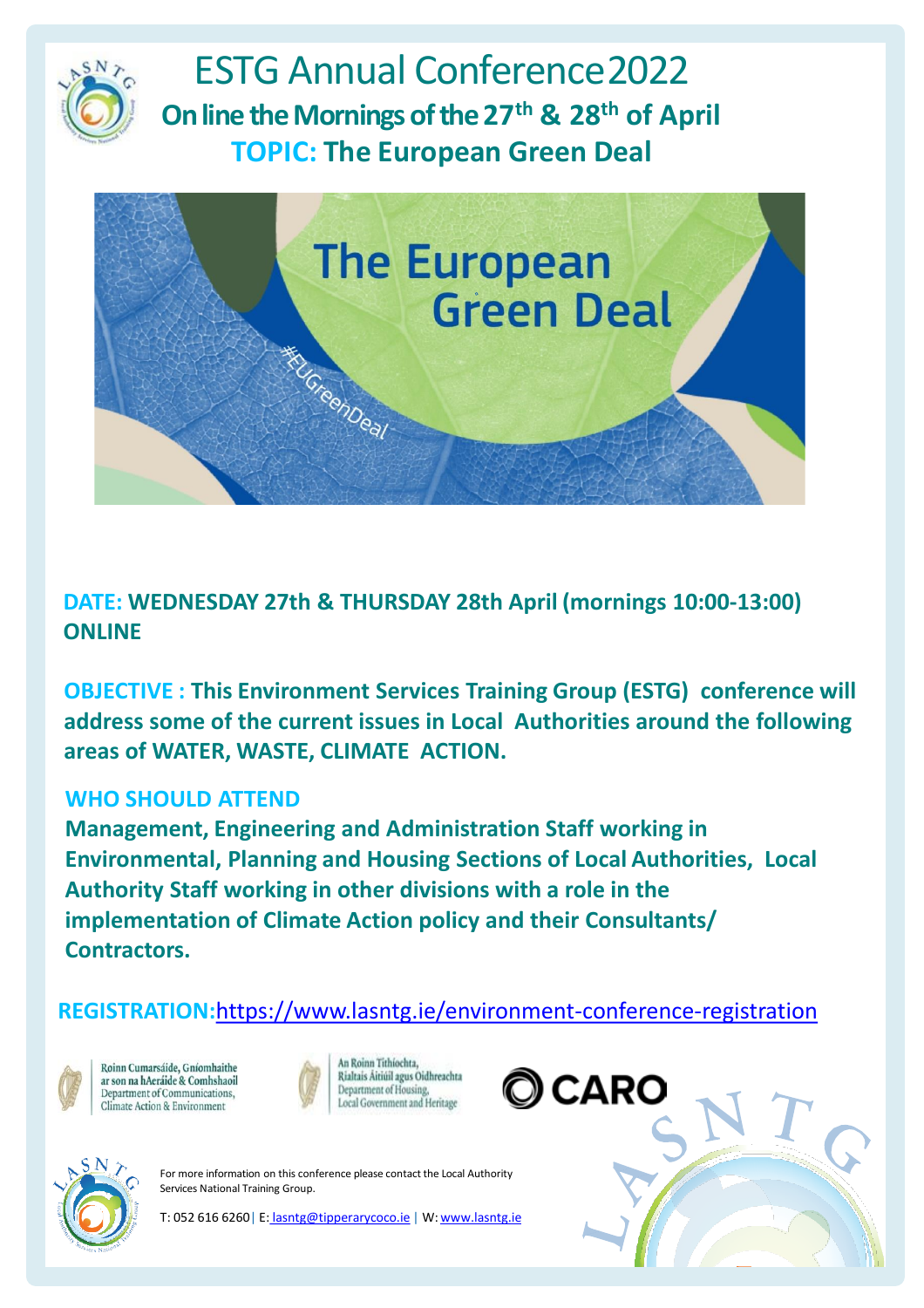# ESTG Annual Conference 2022

**On line the Mornings of the 27th & 28th of April**

**TOPIC: The European Green Deal**

**DATE: WEDNESDAY 27th & THURSDAY 28th April (mornings 10:00-13:00) ONLINE**

**OBJECTIVE : This Environment Services Training Group (ESTG) conference will address some of the current issues in Local Authorities around the following areas of WATER, WASTE, CLIMATE ACTION.**

**WHO SHOULD ATTEND**

**Management, Engineering and Administration Staff working in Environmental, Planning and Housing Sections of Local Authorities, Local Authority Staff working in other divisions with a role in the implementation of Climate Action policy and their Consultants/ Contractors.**

**REGISTRATION:** https://www.lasntg.ie/environment-conference-registration

Roinn Cumarsáide, Gníomhaithe ar son na hAeráide & Comhshaoil
Department of Communications, Climate Action & Environment

An Roinn Tithíochta, Rialtais Áitiúil agus Oidhreachta
Department of Housing, Local Government and Heritage

CARO

For more information on this conference please contact the Local Authority Services National Training Group.

T: 052 616 6260 | E: lasntg@tipperarycoco.ie | W: www.lasntg.ie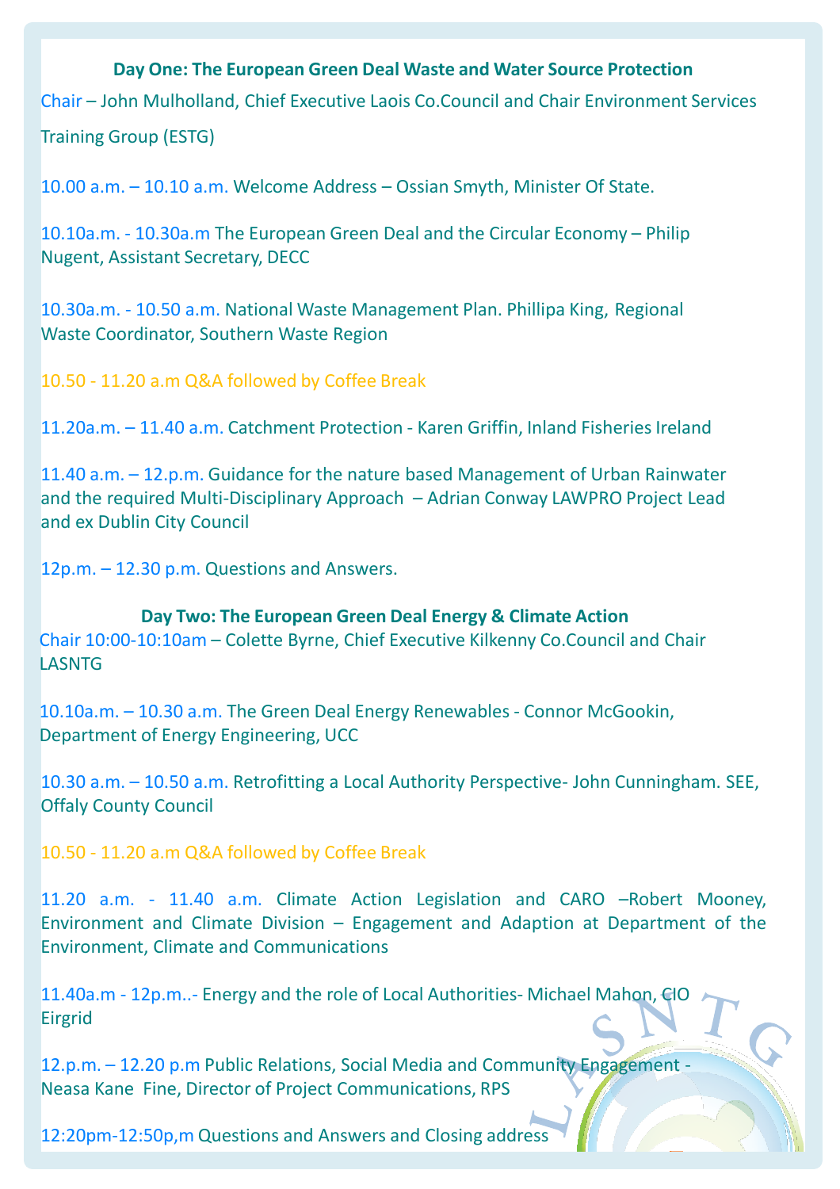## Day One: The European Green Deal Waste and Water Source Protection

Chair – John Mulholland, Chief Executive Laois Co.Council and Chair Environment Services Training Group (ESTG)

10.00 a.m. – 10.10 a.m. Welcome Address – Ossian Smyth, Minister Of State.

10.10a.m. - 10.30a.m The European Green Deal and the Circular Economy – Philip Nugent, Assistant Secretary, DECC

10.30a.m. - 10.50 a.m. National Waste Management Plan. Phillipa King, Regional Waste Coordinator, Southern Waste Region

10.50 - 11.20 a.m Q&A followed by Coffee Break

11.20a.m. – 11.40 a.m. Catchment Protection - Karen Griffin, Inland Fisheries Ireland

11.40 a.m. – 12.p.m. Guidance for the nature based Management of Urban Rainwater and the required Multi-Disciplinary Approach – Adrian Conway LAWPRO Project Lead and ex Dublin City Council

12p.m. – 12.30 p.m. Questions and Answers.

## Day Two: The European Green Deal Energy & Climate Action

Chair 10:00-10:10am – Colette Byrne, Chief Executive Kilkenny Co.Council and Chair LASNTG

10.10a.m. – 10.30 a.m. The Green Deal Energy Renewables - Connor McGookin, Department of Energy Engineering, UCC

10.30 a.m. – 10.50 a.m. Retrofitting a Local Authority Perspective- John Cunningham. SEE, Offaly County Council

10.50 - 11.20 a.m Q&A followed by Coffee Break

11.20 a.m. - 11.40 a.m. Climate Action Legislation and CARO –Robert Mooney, Environment and Climate Division – Engagement and Adaption at Department of the Environment, Climate and Communications

11.40a.m - 12p.m..- Energy and the role of Local Authorities- Michael Mahon, CIO Eirgrid

12.p.m. – 12.20 p.m Public Relations, Social Media and Community Engagement - Neasa Kane Fine, Director of Project Communications, RPS

12:20pm-12:50p,m Questions and Answers and Closing address